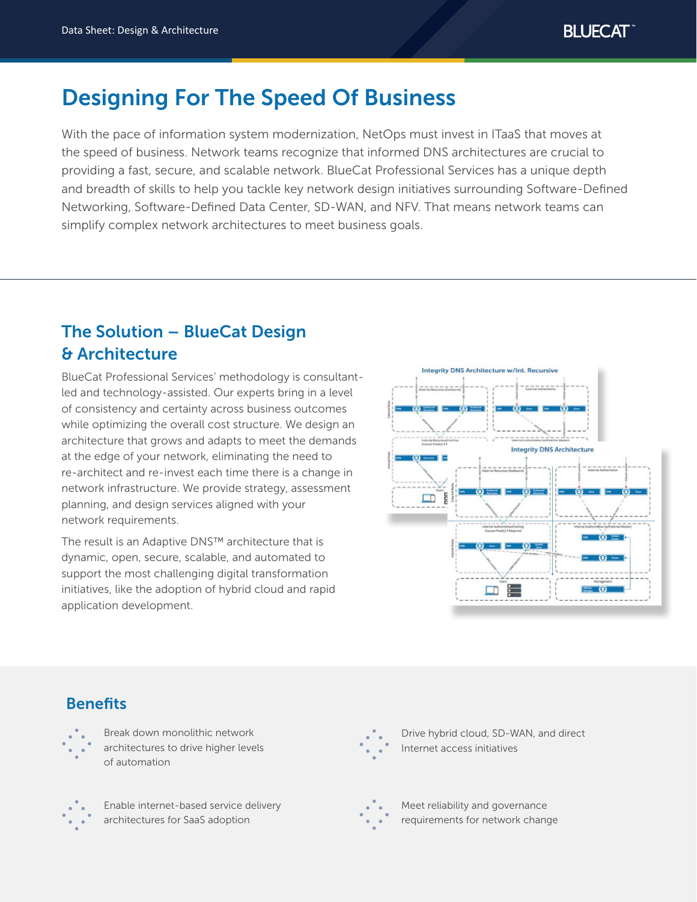# Designing For The Speed Of Business

With the pace of information system modernization, NetOps must invest in ITaaS that moves at the speed of business. Network teams recognize that informed DNS architectures are crucial to providing a fast, secure, and scalable network. BlueCat Professional Services has a unique depth and breadth of skills to help you tackle key network design initiatives surrounding Software-Defined Networking, Software-Defined Data Center, SD-WAN, and NFV. That means network teams can simplify complex network architectures to meet business goals.

## The Solution – BlueCat Design & Architecture

BlueCat Professional Services' methodology is consultant-led and technology-assisted. Our experts bring in a level of consistency and certainty across business outcomes while optimizing the overall cost structure. We design an architecture that grows and adapts to meet the demands at the edge of your network, eliminating the need to re-architect and re-invest each time there is a change in network infrastructure. We provide strategy, assessment planning, and design services aligned with your network requirements.

The result is an Adaptive DNS™ architecture that is dynamic, open, secure, scalable, and automated to support the most challenging digital transformation initiatives, like the adoption of hybrid cloud and rapid application development.

## Benefits

- Break down monolithic network architectures to drive higher levels of automation
- Drive hybrid cloud, SD-WAN, and direct Internet access initiatives
- Enable internet-based service delivery architectures for SaaS adoption
- Meet reliability and governance requirements for network change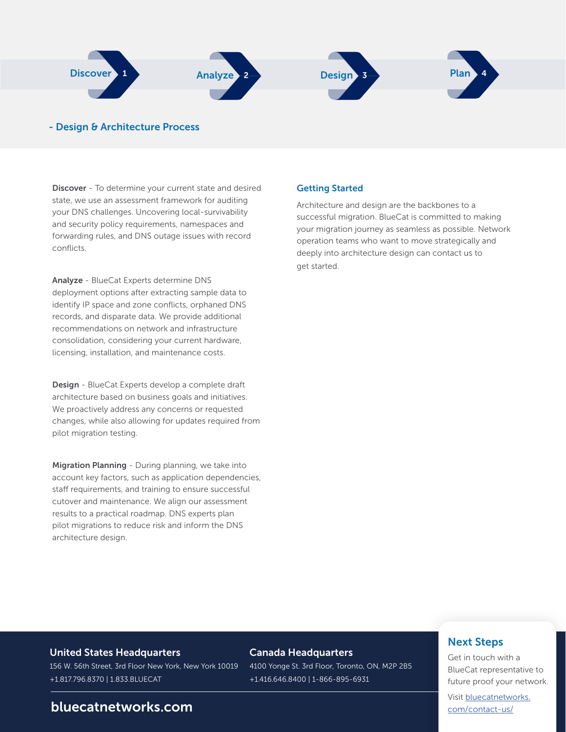Discover 1

Analyze 2

Design 3

Plan 4

## - Design & Architecture Process

**Discover** - To determine your current state and desired state, we use an assessment framework for auditing your DNS challenges. Uncovering local-survivability and security policy requirements, namespaces and forwarding rules, and DNS outage issues with record conflicts.

**Analyze** - BlueCat Experts determine DNS deployment options after extracting sample data to identify IP space and zone conflicts, orphaned DNS records, and disparate data. We provide additional recommendations on network and infrastructure consolidation, considering your current hardware, licensing, installation, and maintenance costs.

**Design** - BlueCat Experts develop a complete draft architecture based on business goals and initiatives. We proactively address any concerns or requested changes, while also allowing for updates required from pilot migration testing.

**Migration Planning** - During planning, we take into account key factors, such as application dependencies, staff requirements, and training to ensure successful cutover and maintenance. We align our assessment results to a practical roadmap. DNS experts plan pilot migrations to reduce risk and inform the DNS architecture design.

### Getting Started

Architecture and design are the backbones to a successful migration. BlueCat is committed to making your migration journey as seamless as possible. Network operation teams who want to move strategically and deeply into architecture design can contact us to get started.

### United States Headquarters

156 W. 56th Street, 3rd Floor New York, New York 10019
+1.817.796.8370 | 1.833.BLUECAT

### Canada Headquarters

4100 Yonge St. 3rd Floor, Toronto, ON, M2P 2B5
+1.416.646.8400 | 1-866-895-6931

**bluecatnetworks.com**

### Next Steps

Get in touch with a BlueCat representative to future proof your network.

Visit bluecatnetworks.com/contact-us/